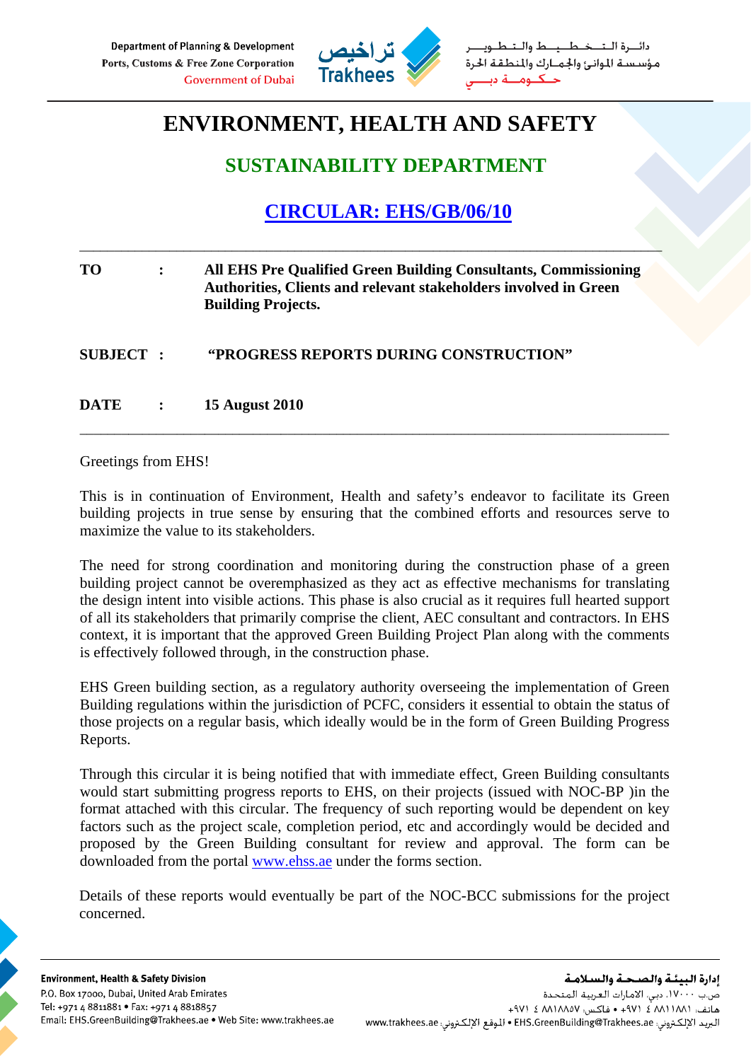# ENVIRONMENT, HEALTH AND SAFETY

## SUSTAINABILITY DEPARTMENT

## CIRCULAR: EHS/GB/06/10

**TO** : **All EHS Pre Qualified Green Building Consultants, Commissioning Authorities, Clients and relevant stakeholders involved in Green Building Projects.**

**SUBJECT** : **"PROGRESS REPORTS DURING CONSTRUCTION"**

**DATE** : **15 August 2010**

Greetings from EHS!

This is in continuation of Environment, Health and safety's endeavor to facilitate its Green building projects in true sense by ensuring that the combined efforts and resources serve to maximize the value to its stakeholders.

The need for strong coordination and monitoring during the construction phase of a green building project cannot be overemphasized as they act as effective mechanisms for translating the design intent into visible actions. This phase is also crucial as it requires full hearted support of all its stakeholders that primarily comprise the client, AEC consultant and contractors. In EHS context, it is important that the approved Green Building Project Plan along with the comments is effectively followed through, in the construction phase.

EHS Green building section, as a regulatory authority overseeing the implementation of Green Building regulations within the jurisdiction of PCFC, considers it essential to obtain the status of those projects on a regular basis, which ideally would be in the form of Green Building Progress Reports.

Through this circular it is being notified that with immediate effect, Green Building consultants would start submitting progress reports to EHS, on their projects (issued with NOC-BP )in the format attached with this circular. The frequency of such reporting would be dependent on key factors such as the project scale, completion period, etc and accordingly would be decided and proposed by the Green Building consultant for review and approval. The form can be downloaded from the portal www.ehss.ae under the forms section.

Details of these reports would eventually be part of the NOC-BCC submissions for the project concerned.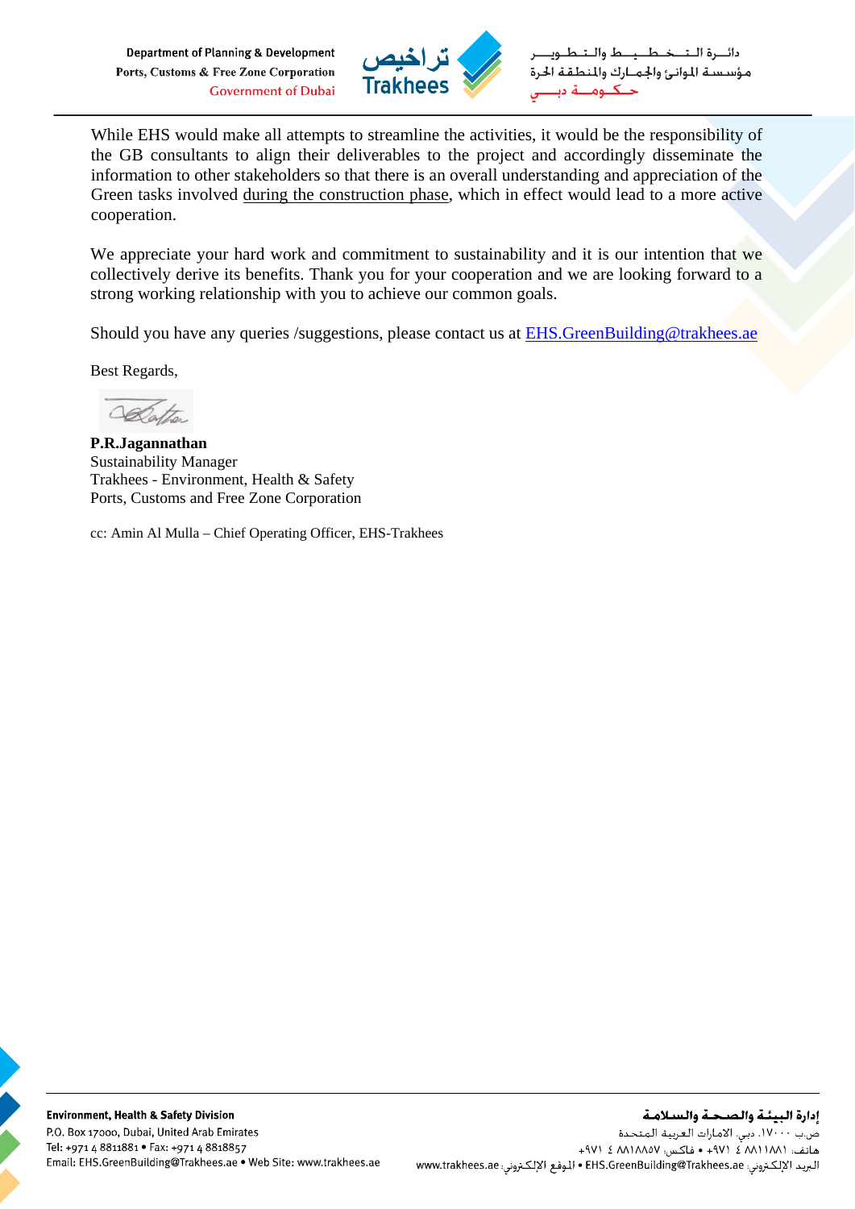While EHS would make all attempts to streamline the activities, it would be the responsibility of the GB consultants to align their deliverables to the project and accordingly disseminate the information to other stakeholders so that there is an overall understanding and appreciation of the Green tasks involved during the construction phase, which in effect would lead to a more active cooperation.

We appreciate your hard work and commitment to sustainability and it is our intention that we collectively derive its benefits. Thank you for your cooperation and we are looking forward to a strong working relationship with you to achieve our common goals.

Should you have any queries /suggestions, please contact us at EHS.GreenBuilding@trakhees.ae

Best Regards,

**P.R.Jagannathan**
Sustainability Manager
Trakhees - Environment, Health & Safety
Ports, Customs and Free Zone Corporation

cc: Amin Al Mulla – Chief Operating Officer, EHS-Trakhees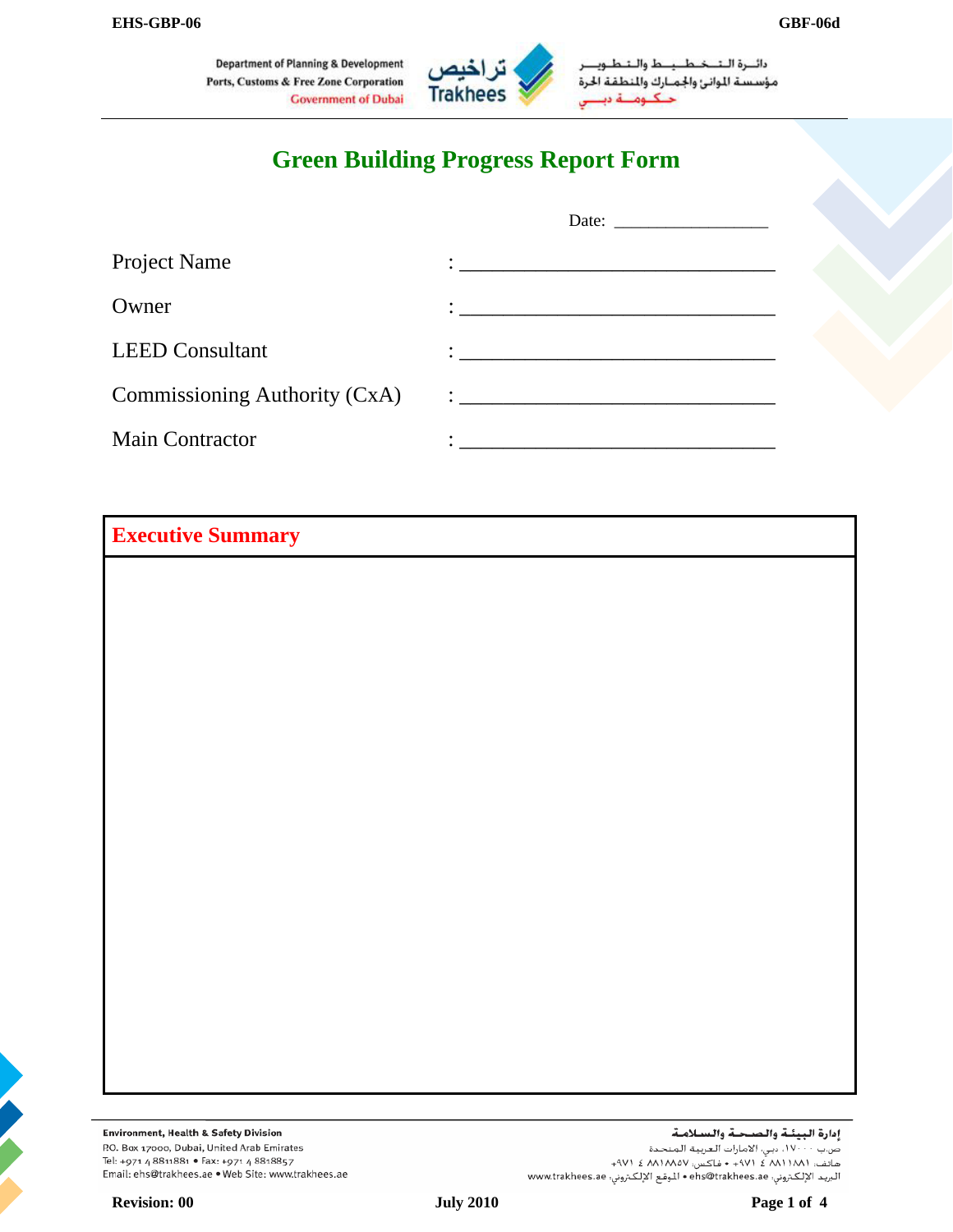# Green Building Progress Report Form

Date: ___________________

Project Name : ________________________________

Owner : ________________________________

LEED Consultant : ________________________________

Commissioning Authority (CxA) : ________________________________

Main Contractor : ________________________________

| Executive Summary |
|---|
| |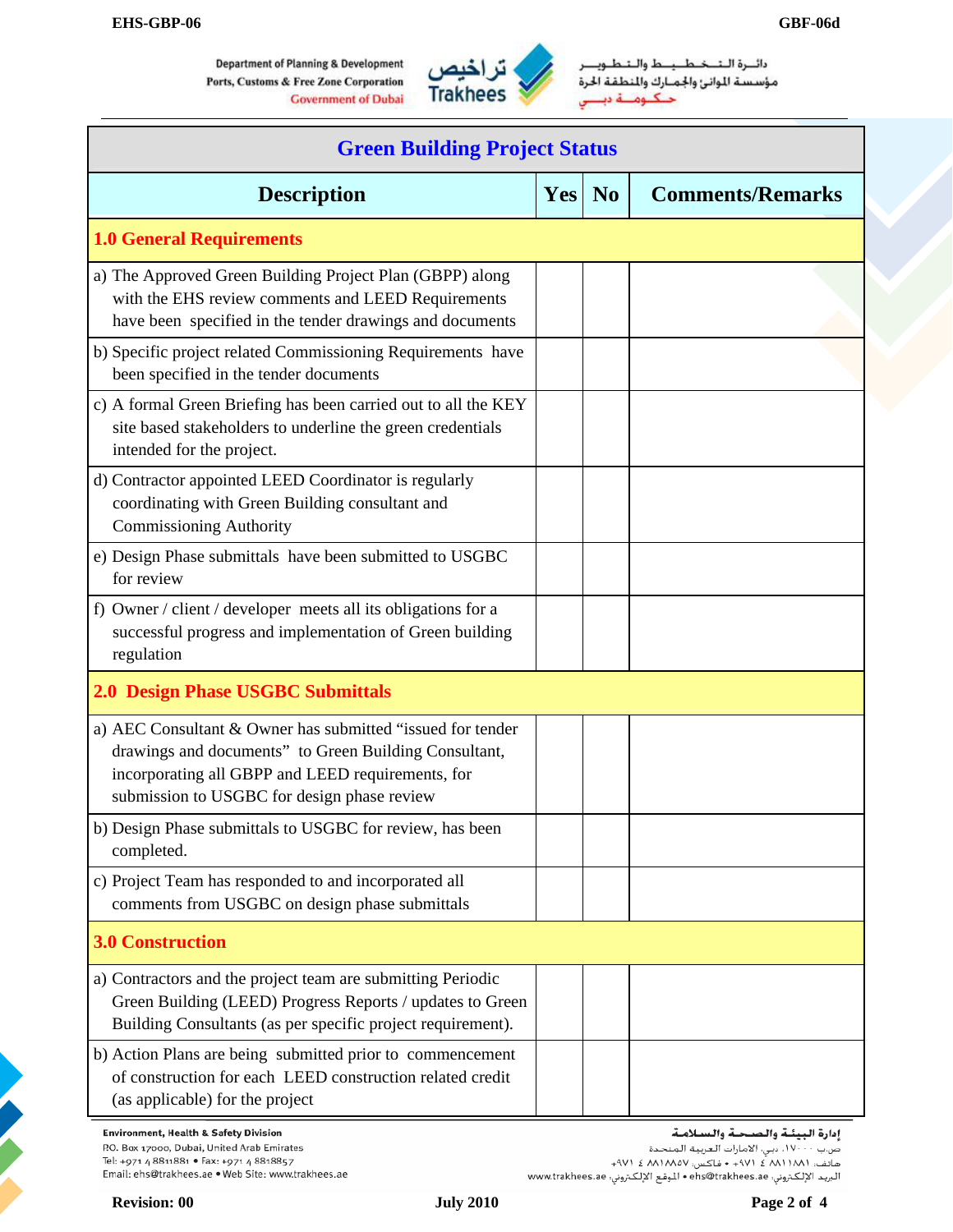| Green Building Project Status | | | |
|---|---|---|---|
| **Description** | **Yes** | **No** | **Comments/Remarks** |
| **1.0 General Requirements** | | | |
| a) The Approved Green Building Project Plan (GBPP) along with the EHS review comments and LEED Requirements have been specified in the tender drawings and documents | | | |
| b) Specific project related Commissioning Requirements have been specified in the tender documents | | | |
| c) A formal Green Briefing has been carried out to all the KEY site based stakeholders to underline the green credentials intended for the project. | | | |
| d) Contractor appointed LEED Coordinator is regularly coordinating with Green Building consultant and Commissioning Authority | | | |
| e) Design Phase submittals have been submitted to USGBC for review | | | |
| f) Owner / client / developer meets all its obligations for a successful progress and implementation of Green building regulation | | | |
| **2.0 Design Phase USGBC Submittals** | | | |
| a) AEC Consultant & Owner has submitted "issued for tender drawings and documents" to Green Building Consultant, incorporating all GBPP and LEED requirements, for submission to USGBC for design phase review | | | |
| b) Design Phase submittals to USGBC for review, has been completed. | | | |
| c) Project Team has responded to and incorporated all comments from USGBC on design phase submittals | | | |
| **3.0 Construction** | | | |
| a) Contractors and the project team are submitting Periodic Green Building (LEED) Progress Reports / updates to Green Building Consultants (as per specific project requirement). | | | |
| b) Action Plans are being submitted prior to commencement of construction for each LEED construction related credit (as applicable) for the project | | | |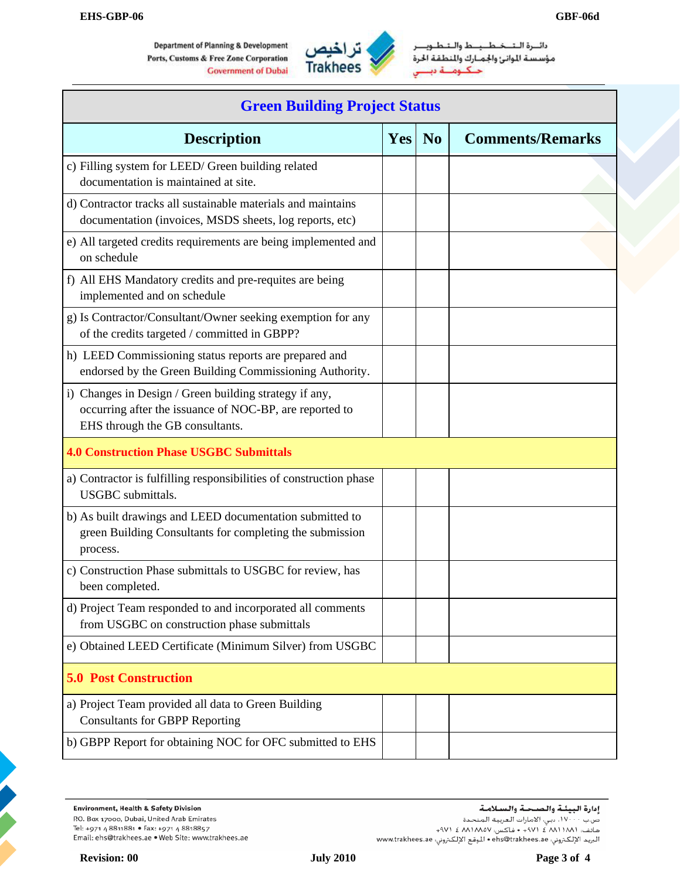| Green Building Project Status | | | |
|---|---|---|---|
| **Description** | **Yes** | **No** | **Comments/Remarks** |
| c) Filling system for LEED/ Green building related documentation is maintained at site. | | | |
| d) Contractor tracks all sustainable materials and maintains documentation (invoices, MSDS sheets, log reports, etc) | | | |
| e) All targeted credits requirements are being implemented and on schedule | | | |
| f) All EHS Mandatory credits and pre-requites are being implemented and on schedule | | | |
| g) Is Contractor/Consultant/Owner seeking exemption for any of the credits targeted / committed in GBPP? | | | |
| h) LEED Commissioning status reports are prepared and endorsed by the Green Building Commissioning Authority. | | | |
| i) Changes in Design / Green building strategy if any, occurring after the issuance of NOC-BP, are reported to EHS through the GB consultants. | | | |
| **4.0 Construction Phase USGBC Submittals** | | | |
| a) Contractor is fulfilling responsibilities of construction phase USGBC submittals. | | | |
| b) As built drawings and LEED documentation submitted to green Building Consultants for completing the submission process. | | | |
| c) Construction Phase submittals to USGBC for review, has been completed. | | | |
| d) Project Team responded to and incorporated all comments from USGBC on construction phase submittals | | | |
| e) Obtained LEED Certificate (Minimum Silver) from USGBC | | | |
| **5.0 Post Construction** | | | |
| a) Project Team provided all data to Green Building Consultants for GBPP Reporting | | | |
| b) GBPP Report for obtaining NOC for OFC submitted to EHS | | | |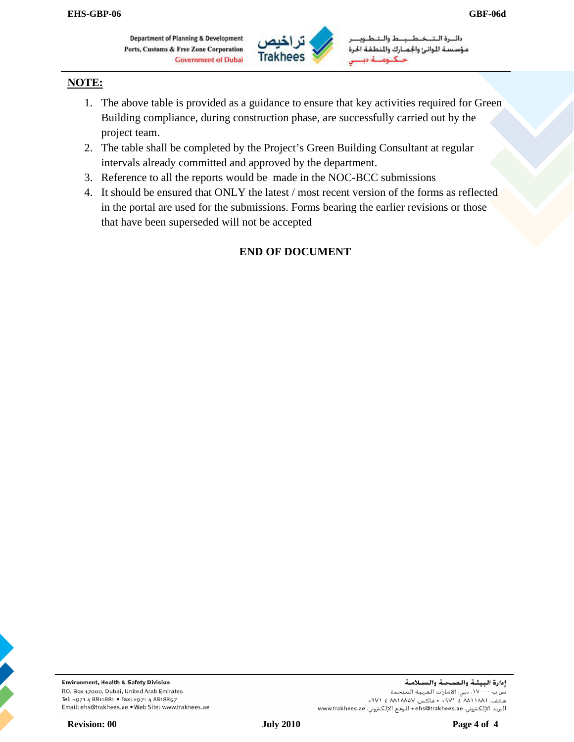**NOTE:**

1. The above table is provided as a guidance to ensure that key activities required for Green Building compliance, during construction phase, are successfully carried out by the project team.
2. The table shall be completed by the Project's Green Building Consultant at regular intervals already committed and approved by the department.
3. Reference to all the reports would be made in the NOC-BCC submissions
4. It should be ensured that ONLY the latest / most recent version of the forms as reflected in the portal are used for the submissions. Forms bearing the earlier revisions or those that have been superseded will not be accepted

**END OF DOCUMENT**